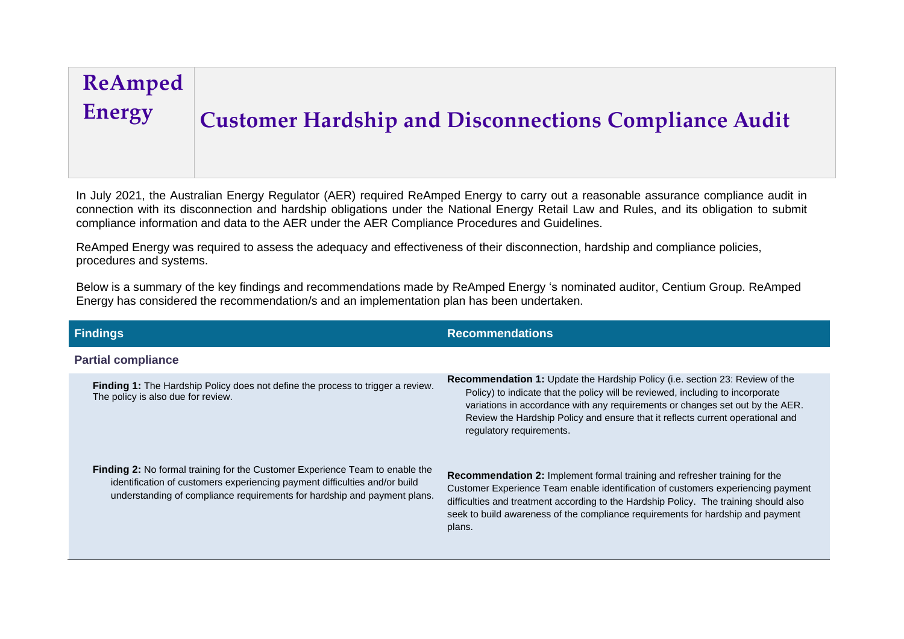# ReAmped Energy

# Customer Hardship and Disconnections Compliance Audit

In July 2021, the Australian Energy Regulator (AER) required ReAmped Energy to carry out a reasonable assurance compliance audit in connection with its disconnection and hardship obligations under the National Energy Retail Law and Rules, and its obligation to submit compliance information and data to the AER under the AER Compliance Procedures and Guidelines.

ReAmped Energy was required to assess the adequacy and effectiveness of their disconnection, hardship and compliance policies, procedures and systems.

Below is a summary of the key findings and recommendations made by ReAmped Energy 's nominated auditor, Centium Group. ReAmped Energy has considered the recommendation/s and an implementation plan has been undertaken.

| Findings | Recommendations |
| --- | --- |
| **Partial compliance** | |
| **Finding 1:** The Hardship Policy does not define the process to trigger a review. The policy is also due for review. | **Recommendation 1:** Update the Hardship Policy (i.e. section 23: Review of the Policy) to indicate that the policy will be reviewed, including to incorporate variations in accordance with any requirements or changes set out by the AER. Review the Hardship Policy and ensure that it reflects current operational and regulatory requirements. |
| **Finding 2:** No formal training for the Customer Experience Team to enable the identification of customers experiencing payment difficulties and/or build understanding of compliance requirements for hardship and payment plans. | **Recommendation 2:** Implement formal training and refresher training for the Customer Experience Team enable identification of customers experiencing payment difficulties and treatment according to the Hardship Policy. The training should also seek to build awareness of the compliance requirements for hardship and payment plans. |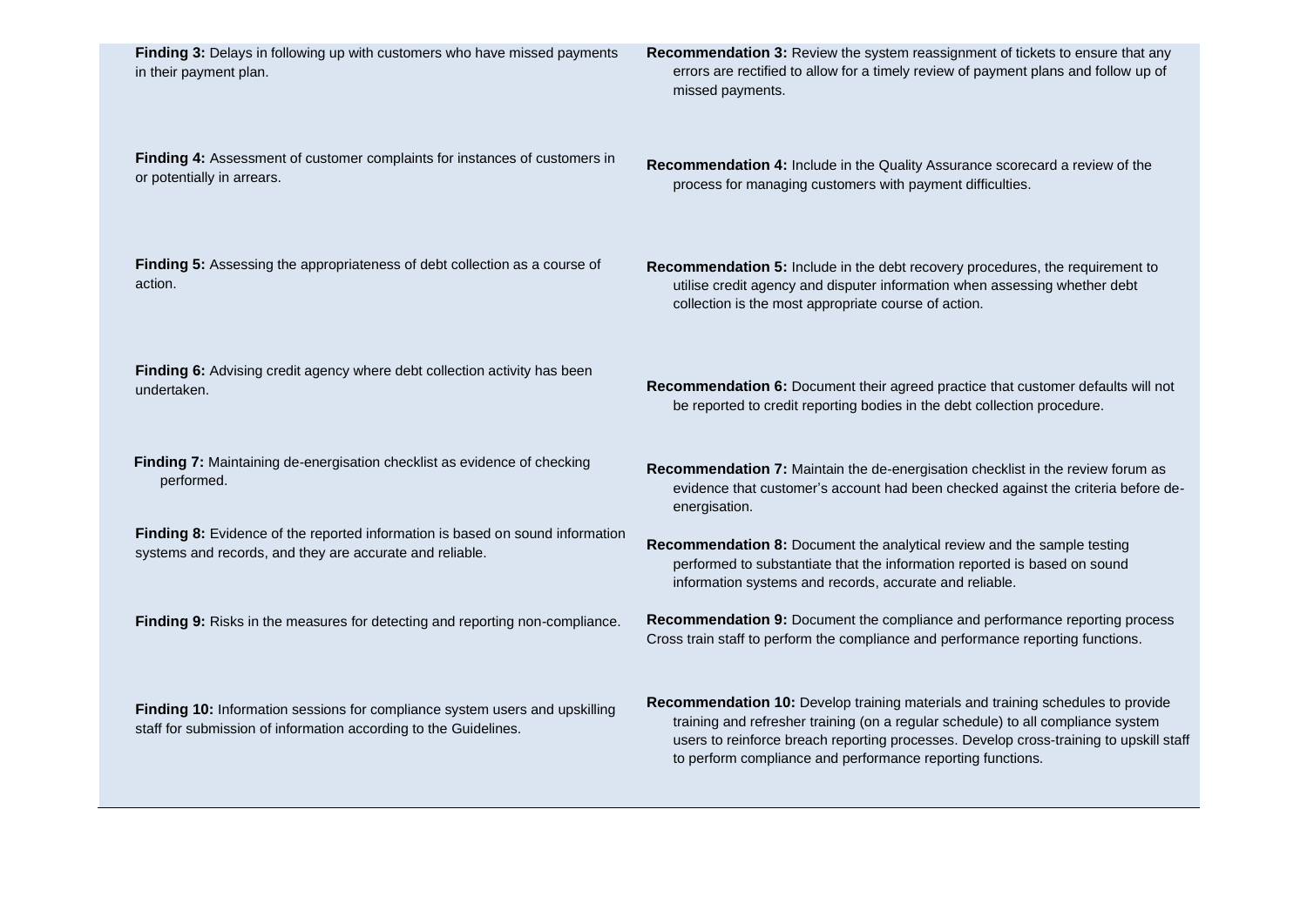| | |
|---|---|
| **Finding 3:** Delays in following up with customers who have missed payments in their payment plan. | **Recommendation 3:** Review the system reassignment of tickets to ensure that any errors are rectified to allow for a timely review of payment plans and follow up of missed payments. |
| **Finding 4:** Assessment of customer complaints for instances of customers in or potentially in arrears. | **Recommendation 4:** Include in the Quality Assurance scorecard a review of the process for managing customers with payment difficulties. |
| **Finding 5:** Assessing the appropriateness of debt collection as a course of action. | **Recommendation 5:** Include in the debt recovery procedures, the requirement to utilise credit agency and disputer information when assessing whether debt collection is the most appropriate course of action. |
| **Finding 6:** Advising credit agency where debt collection activity has been undertaken. | **Recommendation 6:** Document their agreed practice that customer defaults will not be reported to credit reporting bodies in the debt collection procedure. |
| **Finding 7:** Maintaining de-energisation checklist as evidence of checking performed. | **Recommendation 7:** Maintain the de-energisation checklist in the review forum as evidence that customer's account had been checked against the criteria before de-energisation. |
| **Finding 8:** Evidence of the reported information is based on sound information systems and records, and they are accurate and reliable. | **Recommendation 8:** Document the analytical review and the sample testing performed to substantiate that the information reported is based on sound information systems and records, accurate and reliable. |
| **Finding 9:** Risks in the measures for detecting and reporting non-compliance. | **Recommendation 9:** Document the compliance and performance reporting process Cross train staff to perform the compliance and performance reporting functions. |
| **Finding 10:** Information sessions for compliance system users and upskilling staff for submission of information according to the Guidelines. | **Recommendation 10:** Develop training materials and training schedules to provide training and refresher training (on a regular schedule) to all compliance system users to reinforce breach reporting processes. Develop cross-training to upskill staff to perform compliance and performance reporting functions. |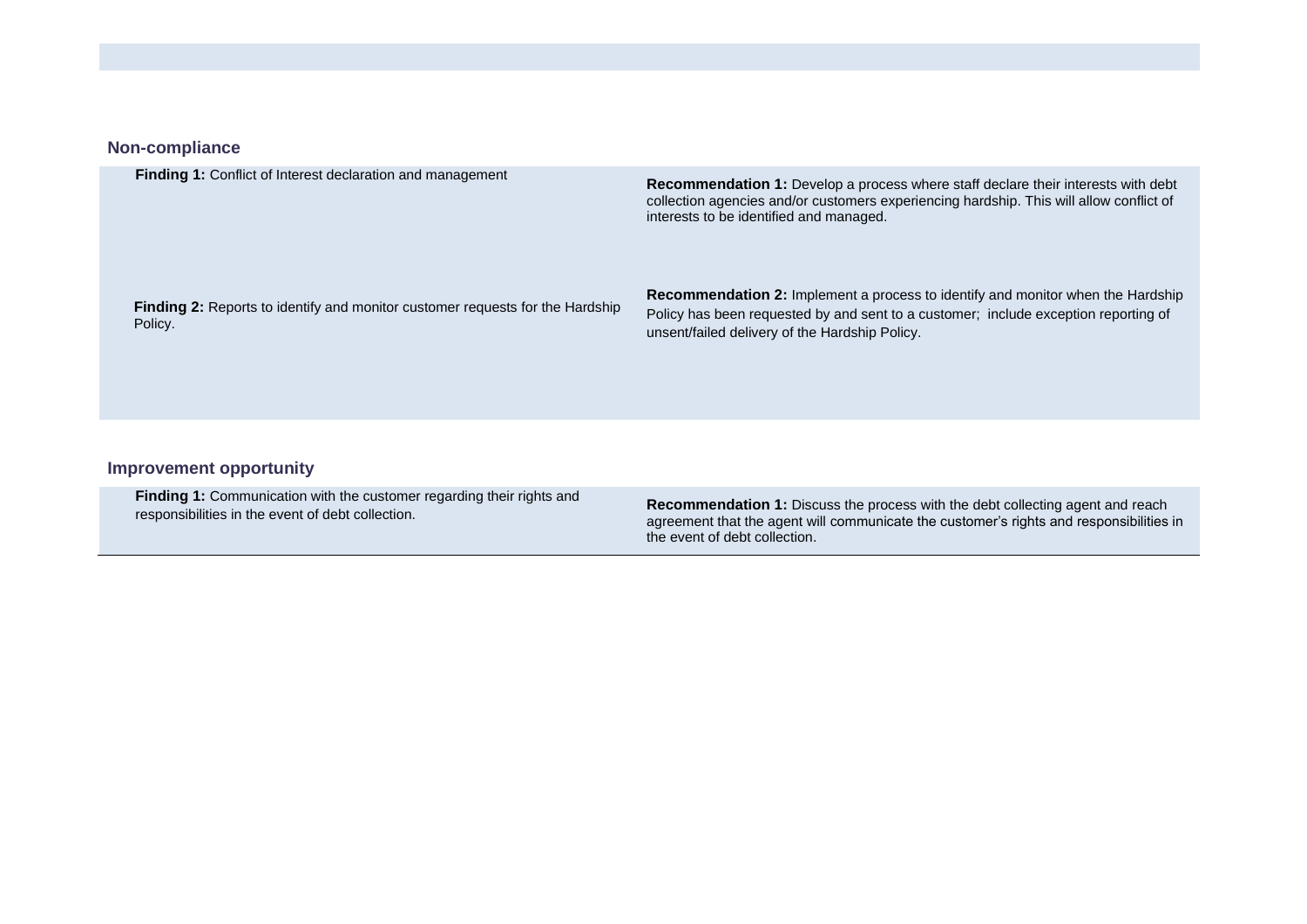## Non-compliance

| | |
|---|---|
| **Finding 1:** Conflict of Interest declaration and management | **Recommendation 1:** Develop a process where staff declare their interests with debt collection agencies and/or customers experiencing hardship. This will allow conflict of interests to be identified and managed. |
| **Finding 2:** Reports to identify and monitor customer requests for the Hardship Policy. | **Recommendation 2:** Implement a process to identify and monitor when the Hardship Policy has been requested by and sent to a customer; include exception reporting of unsent/failed delivery of the Hardship Policy. |

## Improvement opportunity

| | |
|---|---|
| **Finding 1:** Communication with the customer regarding their rights and responsibilities in the event of debt collection. | **Recommendation 1:** Discuss the process with the debt collecting agent and reach agreement that the agent will communicate the customer's rights and responsibilities in the event of debt collection. |